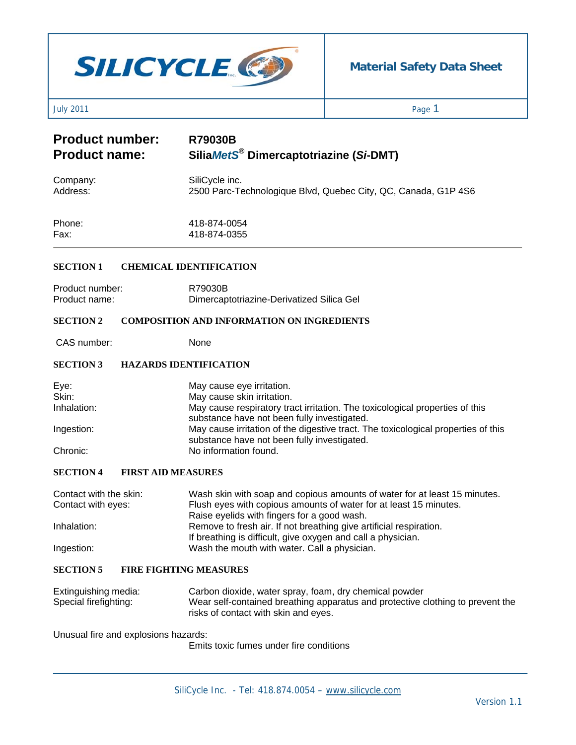**Material Safety Data Sheet**

July 2011

**Product number:** R79030B
**Product name:** Silia*MetS*® Dimercaptotriazine (*Si*-DMT)

Company: SiliCycle inc.
Address: 2500 Parc-Technologique Blvd, Quebec City, QC, Canada, G1P 4S6

Phone: 418-874-0054
Fax: 418-874-0355

---

## SECTION 1 CHEMICAL IDENTIFICATION

Product number: R79030B
Product name: Dimercaptotriazine-Derivatized Silica Gel

## SECTION 2 COMPOSITION AND INFORMATION ON INGREDIENTS

CAS number: None

## SECTION 3 HAZARDS IDENTIFICATION

Eye: May cause eye irritation.
Skin: May cause skin irritation.
Inhalation: May cause respiratory tract irritation. The toxicological properties of this substance have not been fully investigated.
Ingestion: May cause irritation of the digestive tract. The toxicological properties of this substance have not been fully investigated.
Chronic: No information found.

## SECTION 4 FIRST AID MEASURES

Contact with the skin: Wash skin with soap and copious amounts of water for at least 15 minutes.
Contact with eyes: Flush eyes with copious amounts of water for at least 15 minutes. Raise eyelids with fingers for a good wash.
Inhalation: Remove to fresh air. If not breathing give artificial respiration. If breathing is difficult, give oxygen and call a physician.
Ingestion: Wash the mouth with water. Call a physician.

## SECTION 5 FIRE FIGHTING MEASURES

Extinguishing media: Carbon dioxide, water spray, foam, dry chemical powder
Special firefighting: Wear self-contained breathing apparatus and protective clothing to prevent the risks of contact with skin and eyes.

Unusual fire and explosions hazards:
Emits toxic fumes under fire conditions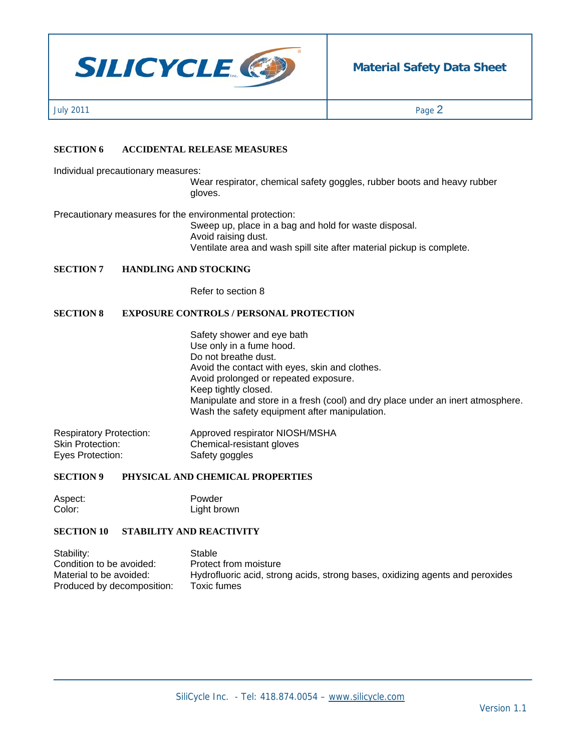## SECTION 6 ACCIDENTAL RELEASE MEASURES

Individual precautionary measures:

Wear respirator, chemical safety goggles, rubber boots and heavy rubber gloves.

Precautionary measures for the environmental protection:

Sweep up, place in a bag and hold for waste disposal.
Avoid raising dust.
Ventilate area and wash spill site after material pickup is complete.

## SECTION 7 HANDLING AND STOCKING

Refer to section 8

## SECTION 8 EXPOSURE CONTROLS / PERSONAL PROTECTION

Safety shower and eye bath
Use only in a fume hood.
Do not breathe dust.
Avoid the contact with eyes, skin and clothes.
Avoid prolonged or repeated exposure.
Keep tightly closed.
Manipulate and store in a fresh (cool) and dry place under an inert atmosphere.
Wash the safety equipment after manipulation.

Respiratory Protection: Approved respirator NIOSH/MSHA
Skin Protection: Chemical-resistant gloves
Eyes Protection: Safety goggles

## SECTION 9 PHYSICAL AND CHEMICAL PROPERTIES

Aspect: Powder
Color: Light brown

## SECTION 10 STABILITY AND REACTIVITY

Stability: Stable
Condition to be avoided: Protect from moisture
Material to be avoided: Hydrofluoric acid, strong acids, strong bases, oxidizing agents and peroxides
Produced by decomposition: Toxic fumes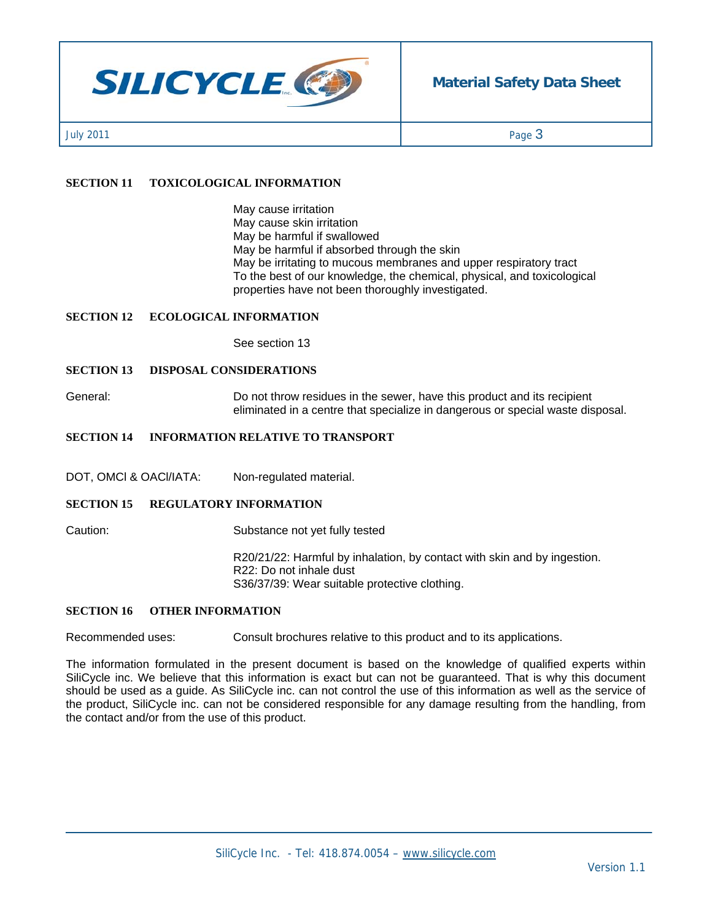## SECTION 11 TOXICOLOGICAL INFORMATION

May cause irritation
May cause skin irritation
May be harmful if swallowed
May be harmful if absorbed through the skin
May be irritating to mucous membranes and upper respiratory tract
To the best of our knowledge, the chemical, physical, and toxicological properties have not been thoroughly investigated.

## SECTION 12 ECOLOGICAL INFORMATION

See section 13

## SECTION 13 DISPOSAL CONSIDERATIONS

General: Do not throw residues in the sewer, have this product and its recipient eliminated in a centre that specialize in dangerous or special waste disposal.

## SECTION 14 INFORMATION RELATIVE TO TRANSPORT

DOT, OMCI & OACI/IATA: Non-regulated material.

## SECTION 15 REGULATORY INFORMATION

Caution: Substance not yet fully tested

R20/21/22: Harmful by inhalation, by contact with skin and by ingestion.
R22: Do not inhale dust
S36/37/39: Wear suitable protective clothing.

## SECTION 16 OTHER INFORMATION

Recommended uses: Consult brochures relative to this product and to its applications.

The information formulated in the present document is based on the knowledge of qualified experts within SiliCycle inc. We believe that this information is exact but can not be guaranteed. That is why this document should be used as a guide. As SiliCycle inc. can not control the use of this information as well as the service of the product, SiliCycle inc. can not be considered responsible for any damage resulting from the handling, from the contact and/or from the use of this product.